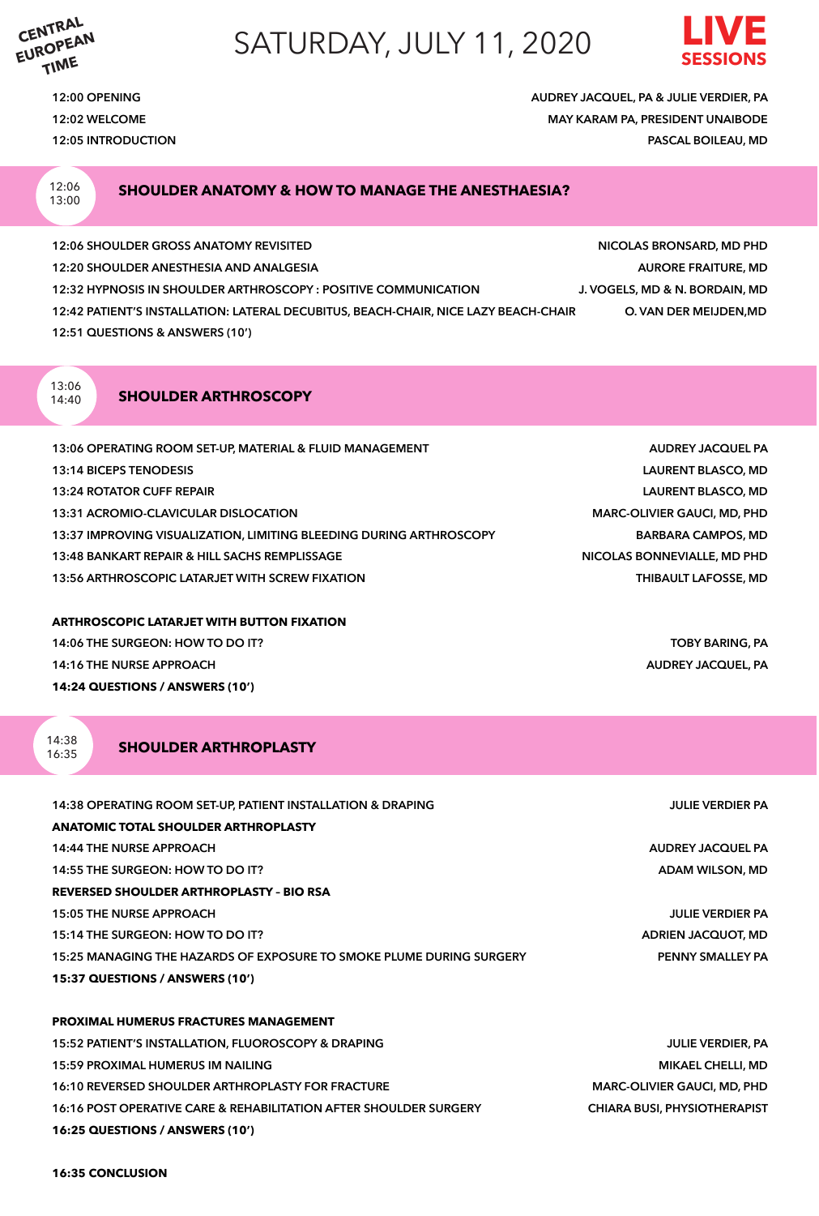CENTRAL EUROPEAN TIME

# SATURDAY, JULY 11, 2020

**LIVE SESSIONS**

| Time | Session | Speaker |
|---|---|---|
| 12:00 | OPENING | AUDREY JACQUEL, PA & JULIE VERDIER, PA |
| 12:02 | WELCOME | MAY KARAM PA, PRESIDENT UNAIBODE |
| 12:05 | INTRODUCTION | PASCAL BOILEAU, MD |

## 12:06 – 13:00 SHOULDER ANATOMY & HOW TO MANAGE THE ANESTHAESIA?

| Time | Session | Speaker |
|---|---|---|
| 12:06 | SHOULDER GROSS ANATOMY REVISITED | NICOLAS BRONSARD, MD PHD |
| 12:20 | SHOULDER ANESTHESIA AND ANALGESIA | AURORE FRAITURE, MD |
| 12:32 | HYPNOSIS IN SHOULDER ARTHROSCOPY : POSITIVE COMMUNICATION | J. VOGELS, MD & N. BORDAIN, MD |
| 12:42 | PATIENT'S INSTALLATION: LATERAL DECUBITUS, BEACH-CHAIR, NICE LAZY BEACH-CHAIR | O. VAN DER MEIJDEN,MD |
| 12:51 | QUESTIONS & ANSWERS (10') | |

## 13:06 – 14:40 SHOULDER ARTHROSCOPY

| Time | Session | Speaker |
|---|---|---|
| 13:06 | OPERATING ROOM SET-UP, MATERIAL & FLUID MANAGEMENT | AUDREY JACQUEL PA |
| 13:14 | BICEPS TENODESIS | LAURENT BLASCO, MD |
| 13:24 | ROTATOR CUFF REPAIR | LAURENT BLASCO, MD |
| 13:31 | ACROMIO-CLAVICULAR DISLOCATION | MARC-OLIVIER GAUCI, MD, PHD |
| 13:37 | IMPROVING VISUALIZATION, LIMITING BLEEDING DURING ARTHROSCOPY | BARBARA CAMPOS, MD |
| 13:48 | BANKART REPAIR & HILL SACHS REMPLISSAGE | NICOLAS BONNEVIALLE, MD PHD |
| 13:56 | ARTHROSCOPIC LATARJET WITH SCREW FIXATION | THIBAULT LAFOSSE, MD |

**ARTHROSCOPIC LATARJET WITH BUTTON FIXATION**

| Time | Session | Speaker |
|---|---|---|
| 14:06 | THE SURGEON: HOW TO DO IT? | TOBY BARING, PA |
| 14:16 | THE NURSE APPROACH | AUDREY JACQUEL, PA |
| **14:24** | **QUESTIONS / ANSWERS (10')** | |

## 14:38 – 16:35 SHOULDER ARTHROPLASTY

| Time | Session | Speaker |
|---|---|---|
| 14:38 | OPERATING ROOM SET-UP, PATIENT INSTALLATION & DRAPING | JULIE VERDIER PA |

**ANATOMIC TOTAL SHOULDER ARTHROPLASTY**

| Time | Session | Speaker |
|---|---|---|
| 14:44 | THE NURSE APPROACH | AUDREY JACQUEL PA |
| 14:55 | THE SURGEON: HOW TO DO IT? | ADAM WILSON, MD |

**REVERSED SHOULDER ARTHROPLASTY – BIO RSA**

| Time | Session | Speaker |
|---|---|---|
| 15:05 | THE NURSE APPROACH | JULIE VERDIER PA |
| 15:14 | THE SURGEON: HOW TO DO IT? | ADRIEN JACQUOT, MD |
| 15:25 | MANAGING THE HAZARDS OF EXPOSURE TO SMOKE PLUME DURING SURGERY | PENNY SMALLEY PA |
| **15:37** | **QUESTIONS / ANSWERS (10')** | |

**PROXIMAL HUMERUS FRACTURES MANAGEMENT**

| Time | Session | Speaker |
|---|---|---|
| 15:52 | PATIENT'S INSTALLATION, FLUOROSCOPY & DRAPING | JULIE VERDIER, PA |
| 15:59 | PROXIMAL HUMERUS IM NAILING | MIKAEL CHELLI, MD |
| 16:10 | REVERSED SHOULDER ARTHROPLASTY FOR FRACTURE | MARC-OLIVIER GAUCI, MD, PHD |
| 16:16 | POST OPERATIVE CARE & REHABILITATION AFTER SHOULDER SURGERY | CHIARA BUSI, PHYSIOTHERAPIST |
| **16:25** | **QUESTIONS / ANSWERS (10')** | |

**16:35 CONCLUSION**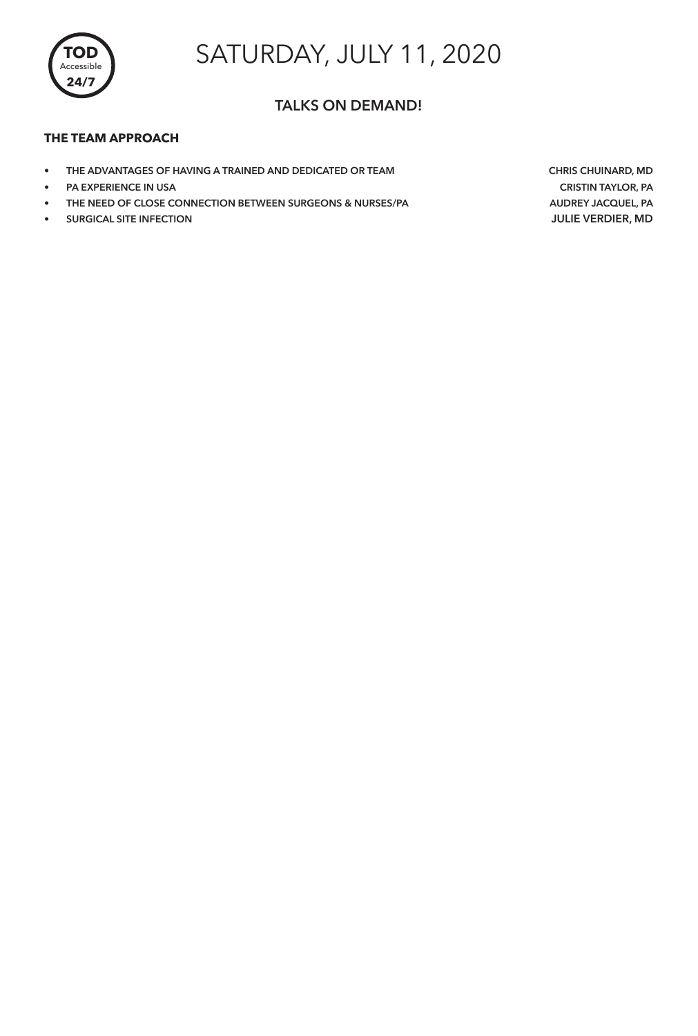TOD
Accessible
24/7

# SATURDAY, JULY 11, 2020

## TALKS ON DEMAND!

**THE TEAM APPROACH**

| | |
|---|---|
| • THE ADVANTAGES OF HAVING A TRAINED AND DEDICATED OR TEAM | CHRIS CHUINARD, MD |
| • PA EXPERIENCE IN USA | CRISTIN TAYLOR, PA |
| • THE NEED OF CLOSE CONNECTION BETWEEN SURGEONS & NURSES/PA | AUDREY JACQUEL, PA |
| • SURGICAL SITE INFECTION | JULIE VERDIER, MD |